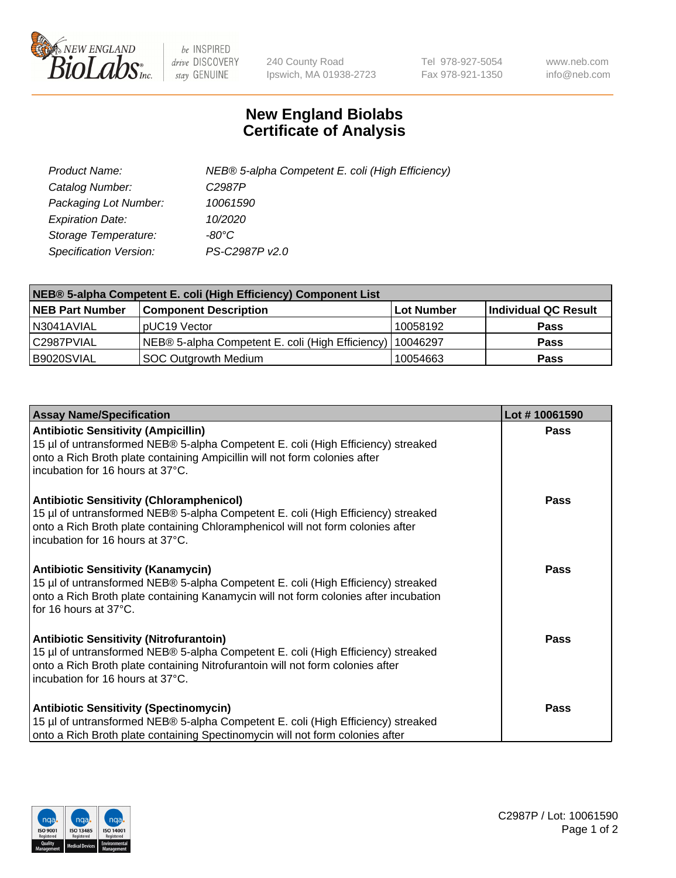# New England Biolabs Certificate of Analysis

| | |
|---|---|
| *Product Name:* | *NEB® 5-alpha Competent E. coli (High Efficiency)* |
| *Catalog Number:* | *C2987P* |
| *Packaging Lot Number:* | *10061590* |
| *Expiration Date:* | *10/2020* |
| *Storage Temperature:* | *-80°C* |
| *Specification Version:* | *PS-C2987P v2.0* |

| NEB® 5-alpha Competent E. coli (High Efficiency) Component List | | | |
|---|---|---|---|
| **NEB Part Number** | **Component Description** | **Lot Number** | **Individual QC Result** |
| N3041AVIAL | pUC19 Vector | 10058192 | **Pass** |
| C2987PVIAL | NEB® 5-alpha Competent E. coli (High Efficiency) | 10046297 | **Pass** |
| B9020SVIAL | SOC Outgrowth Medium | 10054663 | **Pass** |

| Assay Name/Specification | Lot # 10061590 |
|---|---|
| **Antibiotic Sensitivity (Ampicillin)** 15 µl of untransformed NEB® 5-alpha Competent E. coli (High Efficiency) streaked onto a Rich Broth plate containing Ampicillin will not form colonies after incubation for 16 hours at 37°C. | **Pass** |
| **Antibiotic Sensitivity (Chloramphenicol)** 15 µl of untransformed NEB® 5-alpha Competent E. coli (High Efficiency) streaked onto a Rich Broth plate containing Chloramphenicol will not form colonies after incubation for 16 hours at 37°C. | **Pass** |
| **Antibiotic Sensitivity (Kanamycin)** 15 µl of untransformed NEB® 5-alpha Competent E. coli (High Efficiency) streaked onto a Rich Broth plate containing Kanamycin will not form colonies after incubation for 16 hours at 37°C. | **Pass** |
| **Antibiotic Sensitivity (Nitrofurantoin)** 15 µl of untransformed NEB® 5-alpha Competent E. coli (High Efficiency) streaked onto a Rich Broth plate containing Nitrofurantoin will not form colonies after incubation for 16 hours at 37°C. | **Pass** |
| **Antibiotic Sensitivity (Spectinomycin)** 15 µl of untransformed NEB® 5-alpha Competent E. coli (High Efficiency) streaked onto a Rich Broth plate containing Spectinomycin will not form colonies after | **Pass** |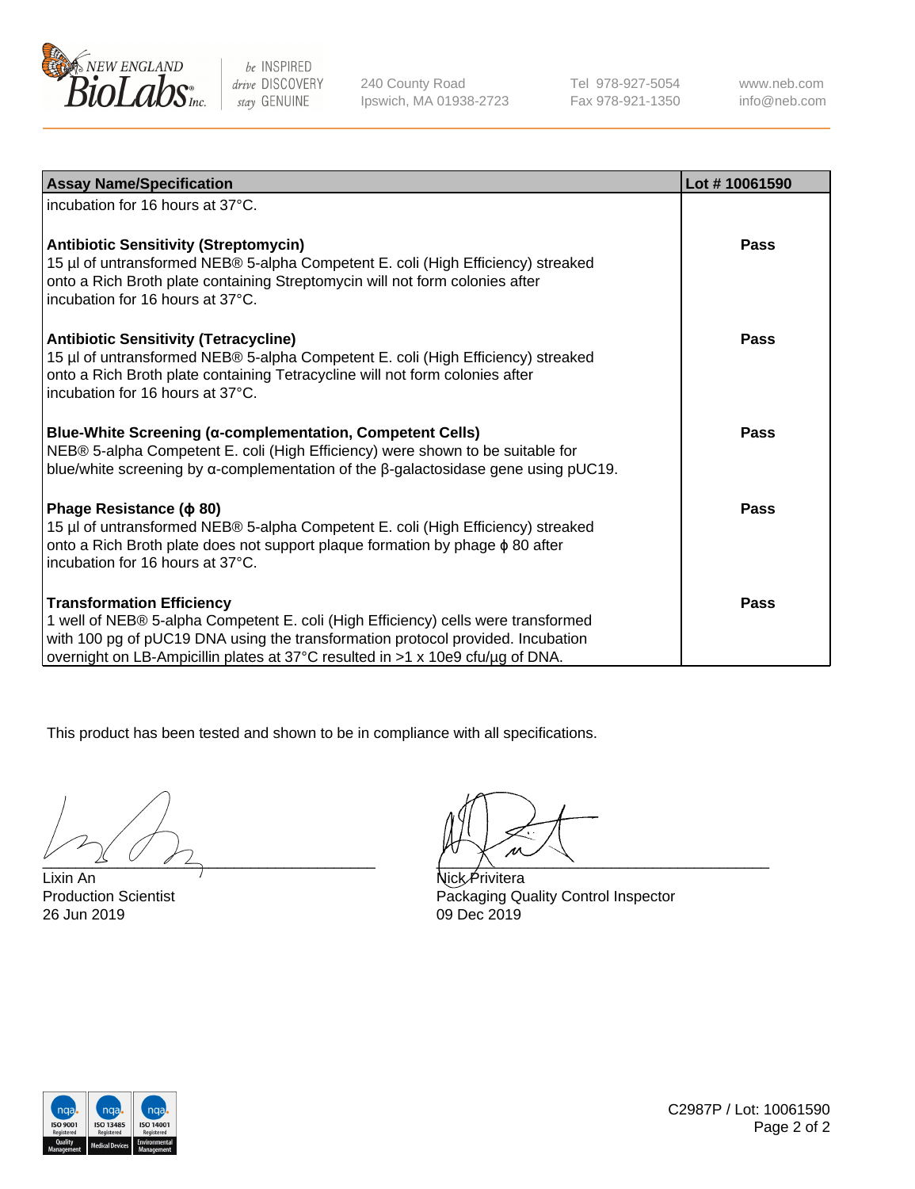| Assay Name/Specification | Lot # 10061590 |
|---|---|
| incubation for 16 hours at 37°C. | |
| **Antibiotic Sensitivity (Streptomycin)**<br>15 µl of untransformed NEB® 5-alpha Competent E. coli (High Efficiency) streaked onto a Rich Broth plate containing Streptomycin will not form colonies after incubation for 16 hours at 37°C. | **Pass** |
| **Antibiotic Sensitivity (Tetracycline)**<br>15 µl of untransformed NEB® 5-alpha Competent E. coli (High Efficiency) streaked onto a Rich Broth plate containing Tetracycline will not form colonies after incubation for 16 hours at 37°C. | **Pass** |
| **Blue-White Screening (α-complementation, Competent Cells)**<br>NEB® 5-alpha Competent E. coli (High Efficiency) were shown to be suitable for blue/white screening by α-complementation of the β-galactosidase gene using pUC19. | **Pass** |
| **Phage Resistance (ϕ 80)**<br>15 µl of untransformed NEB® 5-alpha Competent E. coli (High Efficiency) streaked onto a Rich Broth plate does not support plaque formation by phage ϕ 80 after incubation for 16 hours at 37°C. | **Pass** |
| **Transformation Efficiency**<br>1 well of NEB® 5-alpha Competent E. coli (High Efficiency) cells were transformed with 100 pg of pUC19 DNA using the transformation protocol provided. Incubation overnight on LB-Ampicillin plates at 37°C resulted in >1 x 10e9 cfu/µg of DNA. | **Pass** |

This product has been tested and shown to be in compliance with all specifications.

Lixin An
Production Scientist
26 Jun 2019

Nick Privitera
Packaging Quality Control Inspector
09 Dec 2019

C2987P / Lot: 10061590